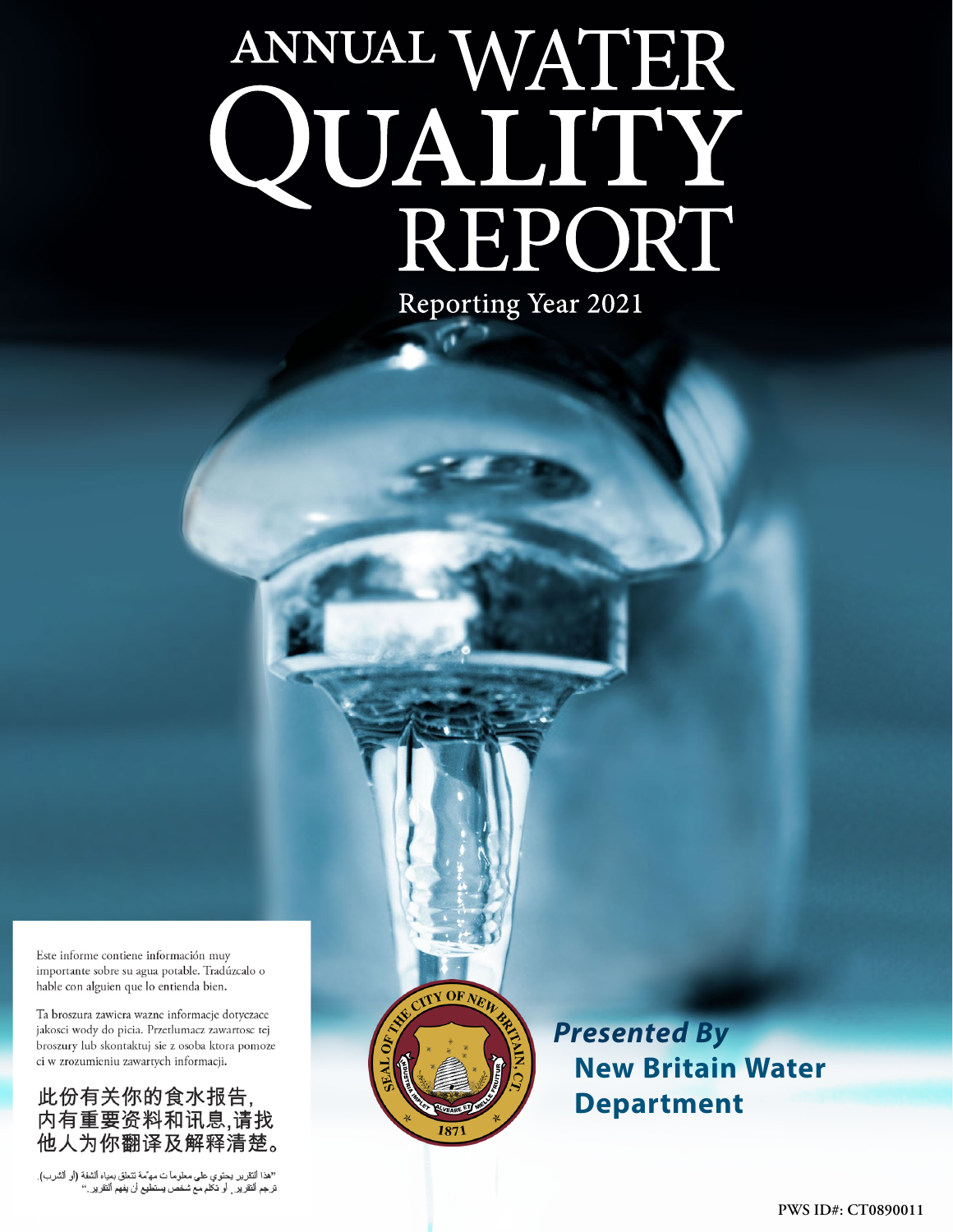# ANNUAL WATER QUALITY REPORT

Reporting Year 2021

Este informe contiene información muy importante sobre su agua potable. Tradúzcalo o hable con alguien que lo entienda bien.

Ta broszura zawiera wazne informacje dotyczace jakosci wody do picia. Przetlumacz zawartosc tej broszury lub skontaktuj sie z osoba ktora pomoze ci w zrozumieniu zawartych informacji.

此份有关你的食水报告,
内有重要资料和讯息,请找
他人为你翻译及解释清楚。

"هذا التقرير يحتوي على معلومات مهمة تتعلق بمياه الشفة (أو الشرب). ترجم التقرير، أو تكلم مع شخص يستطيع أن يفهم التقرير."

SEAL OF THE CITY OF NEW BRITAIN, CT. INDUSTRIA IMPLET ALVEARE ET MELLE FRUITUR 1871

***Presented By***
**New Britain Water Department**

PWS ID#: CT0890011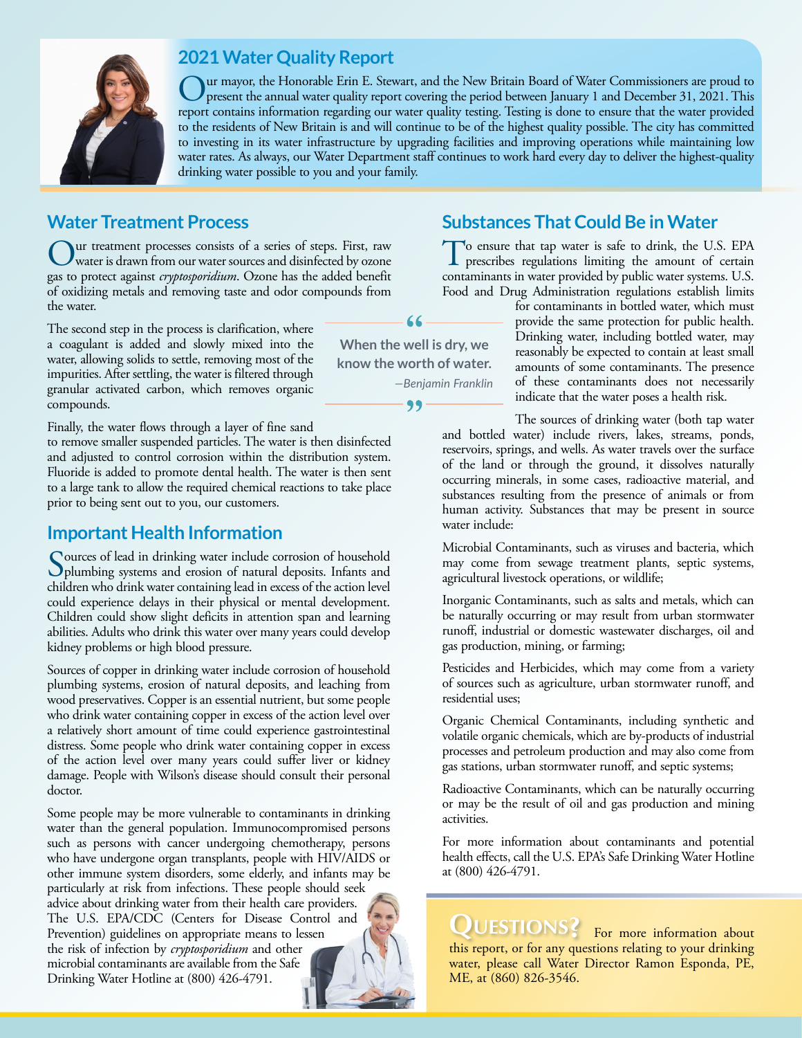## 2021 Water Quality Report

Our mayor, the Honorable Erin E. Stewart, and the New Britain Board of Water Commissioners are proud to present the annual water quality report covering the period between January 1 and December 31, 2021. This report contains information regarding our water quality testing. Testing is done to ensure that the water provided to the residents of New Britain is and will continue to be of the highest quality possible. The city has committed to investing in its water infrastructure by upgrading facilities and improving operations while maintaining low water rates. As always, our Water Department staff continues to work hard every day to deliver the highest-quality drinking water possible to you and your family.

## Water Treatment Process

Our treatment processes consists of a series of steps. First, raw water is drawn from our water sources and disinfected by ozone gas to protect against *cryptosporidium*. Ozone has the added benefit of oxidizing metals and removing taste and odor compounds from the water.

The second step in the process is clarification, where a coagulant is added and slowly mixed into the water, allowing solids to settle, removing most of the impurities. After settling, the water is filtered through granular activated carbon, which removes organic compounds.

Finally, the water flows through a layer of fine sand to remove smaller suspended particles. The water is then disinfected and adjusted to control corrosion within the distribution system. Fluoride is added to promote dental health. The water is then sent to a large tank to allow the required chemical reactions to take place prior to being sent out to you, our customers.

> "When the well is dry, we know the worth of water."
>
> *—Benjamin Franklin*

## Important Health Information

Sources of lead in drinking water include corrosion of household plumbing systems and erosion of natural deposits. Infants and children who drink water containing lead in excess of the action level could experience delays in their physical or mental development. Children could show slight deficits in attention span and learning abilities. Adults who drink this water over many years could develop kidney problems or high blood pressure.

Sources of copper in drinking water include corrosion of household plumbing systems, erosion of natural deposits, and leaching from wood preservatives. Copper is an essential nutrient, but some people who drink water containing copper in excess of the action level over a relatively short amount of time could experience gastrointestinal distress. Some people who drink water containing copper in excess of the action level over many years could suffer liver or kidney damage. People with Wilson's disease should consult their personal doctor.

Some people may be more vulnerable to contaminants in drinking water than the general population. Immunocompromised persons such as persons with cancer undergoing chemotherapy, persons who have undergone organ transplants, people with HIV/AIDS or other immune system disorders, some elderly, and infants may be particularly at risk from infections. These people should seek advice about drinking water from their health care providers. The U.S. EPA/CDC (Centers for Disease Control and Prevention) guidelines on appropriate means to lessen the risk of infection by *cryptosporidium* and other microbial contaminants are available from the Safe Drinking Water Hotline at (800) 426-4791.

## Substances That Could Be in Water

To ensure that tap water is safe to drink, the U.S. EPA prescribes regulations limiting the amount of certain contaminants in water provided by public water systems. U.S. Food and Drug Administration regulations establish limits for contaminants in bottled water, which must provide the same protection for public health. Drinking water, including bottled water, may reasonably be expected to contain at least small amounts of some contaminants. The presence of these contaminants does not necessarily indicate that the water poses a health risk.

The sources of drinking water (both tap water and bottled water) include rivers, lakes, streams, ponds, reservoirs, springs, and wells. As water travels over the surface of the land or through the ground, it dissolves naturally occurring minerals, in some cases, radioactive material, and substances resulting from the presence of animals or from human activity. Substances that may be present in source water include:

Microbial Contaminants, such as viruses and bacteria, which may come from sewage treatment plants, septic systems, agricultural livestock operations, or wildlife;

Inorganic Contaminants, such as salts and metals, which can be naturally occurring or may result from urban stormwater runoff, industrial or domestic wastewater discharges, oil and gas production, mining, or farming;

Pesticides and Herbicides, which may come from a variety of sources such as agriculture, urban stormwater runoff, and residential uses;

Organic Chemical Contaminants, including synthetic and volatile organic chemicals, which are by-products of industrial processes and petroleum production and may also come from gas stations, urban stormwater runoff, and septic systems;

Radioactive Contaminants, which can be naturally occurring or may be the result of oil and gas production and mining activities.

For more information about contaminants and potential health effects, call the U.S. EPA's Safe Drinking Water Hotline at (800) 426-4791.

## Questions?

For more information about this report, or for any questions relating to your drinking water, please call Water Director Ramon Esponda, PE, ME, at (860) 826-3546.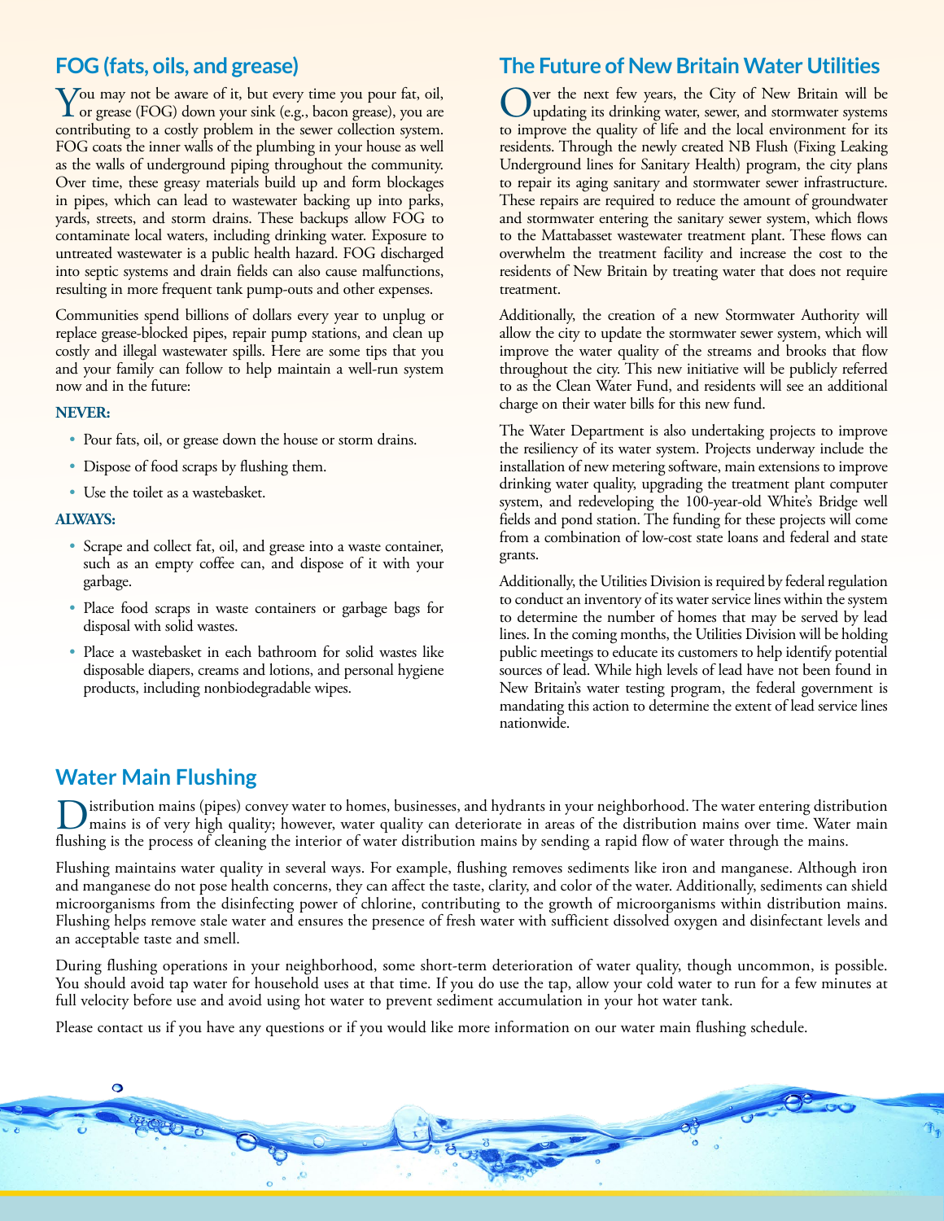## FOG (fats, oils, and grease)

You may not be aware of it, but every time you pour fat, oil, or grease (FOG) down your sink (e.g., bacon grease), you are contributing to a costly problem in the sewer collection system. FOG coats the inner walls of the plumbing in your house as well as the walls of underground piping throughout the community. Over time, these greasy materials build up and form blockages in pipes, which can lead to wastewater backing up into parks, yards, streets, and storm drains. These backups allow FOG to contaminate local waters, including drinking water. Exposure to untreated wastewater is a public health hazard. FOG discharged into septic systems and drain fields can also cause malfunctions, resulting in more frequent tank pump-outs and other expenses.

Communities spend billions of dollars every year to unplug or replace grease-blocked pipes, repair pump stations, and clean up costly and illegal wastewater spills. Here are some tips that you and your family can follow to help maintain a well-run system now and in the future:

**NEVER:**

- Pour fats, oil, or grease down the house or storm drains.
- Dispose of food scraps by flushing them.
- Use the toilet as a wastebasket.

**ALWAYS:**

- Scrape and collect fat, oil, and grease into a waste container, such as an empty coffee can, and dispose of it with your garbage.
- Place food scraps in waste containers or garbage bags for disposal with solid wastes.
- Place a wastebasket in each bathroom for solid wastes like disposable diapers, creams and lotions, and personal hygiene products, including nonbiodegradable wipes.

## The Future of New Britain Water Utilities

Over the next few years, the City of New Britain will be updating its drinking water, sewer, and stormwater systems to improve the quality of life and the local environment for its residents. Through the newly created NB Flush (Fixing Leaking Underground lines for Sanitary Health) program, the city plans to repair its aging sanitary and stormwater sewer infrastructure. These repairs are required to reduce the amount of groundwater and stormwater entering the sanitary sewer system, which flows to the Mattabasset wastewater treatment plant. These flows can overwhelm the treatment facility and increase the cost to the residents of New Britain by treating water that does not require treatment.

Additionally, the creation of a new Stormwater Authority will allow the city to update the stormwater sewer system, which will improve the water quality of the streams and brooks that flow throughout the city. This new initiative will be publicly referred to as the Clean Water Fund, and residents will see an additional charge on their water bills for this new fund.

The Water Department is also undertaking projects to improve the resiliency of its water system. Projects underway include the installation of new metering software, main extensions to improve drinking water quality, upgrading the treatment plant computer system, and redeveloping the 100-year-old White's Bridge well fields and pond station. The funding for these projects will come from a combination of low-cost state loans and federal and state grants.

Additionally, the Utilities Division is required by federal regulation to conduct an inventory of its water service lines within the system to determine the number of homes that may be served by lead lines. In the coming months, the Utilities Division will be holding public meetings to educate its customers to help identify potential sources of lead. While high levels of lead have not been found in New Britain's water testing program, the federal government is mandating this action to determine the extent of lead service lines nationwide.

## Water Main Flushing

Distribution mains (pipes) convey water to homes, businesses, and hydrants in your neighborhood. The water entering distribution mains is of very high quality; however, water quality can deteriorate in areas of the distribution mains over time. Water main flushing is the process of cleaning the interior of water distribution mains by sending a rapid flow of water through the mains.

Flushing maintains water quality in several ways. For example, flushing removes sediments like iron and manganese. Although iron and manganese do not pose health concerns, they can affect the taste, clarity, and color of the water. Additionally, sediments can shield microorganisms from the disinfecting power of chlorine, contributing to the growth of microorganisms within distribution mains. Flushing helps remove stale water and ensures the presence of fresh water with sufficient dissolved oxygen and disinfectant levels and an acceptable taste and smell.

During flushing operations in your neighborhood, some short-term deterioration of water quality, though uncommon, is possible. You should avoid tap water for household uses at that time. If you do use the tap, allow your cold water to run for a few minutes at full velocity before use and avoid using hot water to prevent sediment accumulation in your hot water tank.

Please contact us if you have any questions or if you would like more information on our water main flushing schedule.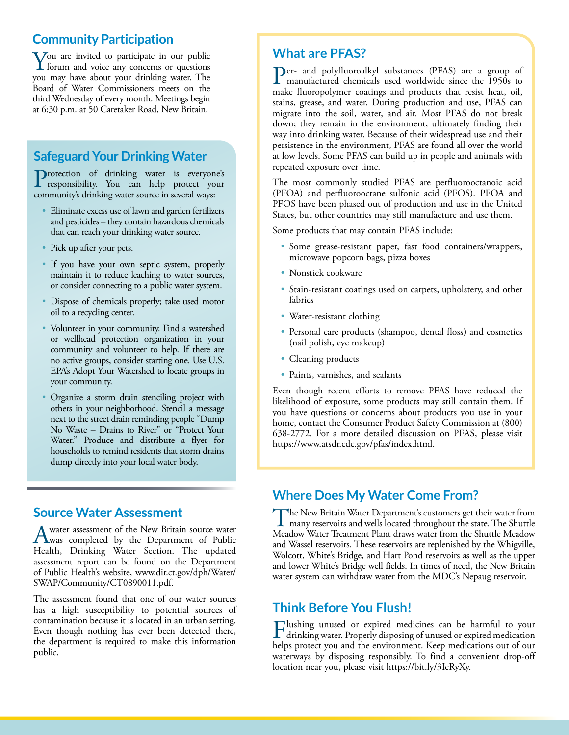## Community Participation

You are invited to participate in our public forum and voice any concerns or questions you may have about your drinking water. The Board of Water Commissioners meets on the third Wednesday of every month. Meetings begin at 6:30 p.m. at 50 Caretaker Road, New Britain.

## Safeguard Your Drinking Water

Protection of drinking water is everyone's responsibility. You can help protect your community's drinking water source in several ways:

- Eliminate excess use of lawn and garden fertilizers and pesticides – they contain hazardous chemicals that can reach your drinking water source.
- Pick up after your pets.
- If you have your own septic system, properly maintain it to reduce leaching to water sources, or consider connecting to a public water system.
- Dispose of chemicals properly; take used motor oil to a recycling center.
- Volunteer in your community. Find a watershed or wellhead protection organization in your community and volunteer to help. If there are no active groups, consider starting one. Use U.S. EPA's Adopt Your Watershed to locate groups in your community.
- Organize a storm drain stenciling project with others in your neighborhood. Stencil a message next to the street drain reminding people "Dump No Waste – Drains to River" or "Protect Your Water." Produce and distribute a flyer for households to remind residents that storm drains dump directly into your local water body.

## Source Water Assessment

A water assessment of the New Britain source water was completed by the Department of Public Health, Drinking Water Section. The updated assessment report can be found on the Department of Public Health's website, www.dir.ct.gov/dph/Water/SWAP/Community/CT0890011.pdf.

The assessment found that one of our water sources has a high susceptibility to potential sources of contamination because it is located in an urban setting. Even though nothing has ever been detected there, the department is required to make this information public.

## What are PFAS?

Per- and polyfluoroalkyl substances (PFAS) are a group of manufactured chemicals used worldwide since the 1950s to make fluoropolymer coatings and products that resist heat, oil, stains, grease, and water. During production and use, PFAS can migrate into the soil, water, and air. Most PFAS do not break down; they remain in the environment, ultimately finding their way into drinking water. Because of their widespread use and their persistence in the environment, PFAS are found all over the world at low levels. Some PFAS can build up in people and animals with repeated exposure over time.

The most commonly studied PFAS are perfluorooctanoic acid (PFOA) and perfluorooctane sulfonic acid (PFOS). PFOA and PFOS have been phased out of production and use in the United States, but other countries may still manufacture and use them.

Some products that may contain PFAS include:

- Some grease-resistant paper, fast food containers/wrappers, microwave popcorn bags, pizza boxes
- Nonstick cookware
- Stain-resistant coatings used on carpets, upholstery, and other fabrics
- Water-resistant clothing
- Personal care products (shampoo, dental floss) and cosmetics (nail polish, eye makeup)
- Cleaning products
- Paints, varnishes, and sealants

Even though recent efforts to remove PFAS have reduced the likelihood of exposure, some products may still contain them. If you have questions or concerns about products you use in your home, contact the Consumer Product Safety Commission at (800) 638-2772. For a more detailed discussion on PFAS, please visit https://www.atsdr.cdc.gov/pfas/index.html.

## Where Does My Water Come From?

The New Britain Water Department's customers get their water from many reservoirs and wells located throughout the state. The Shuttle Meadow Water Treatment Plant draws water from the Shuttle Meadow and Wassel reservoirs. These reservoirs are replenished by the Whigville, Wolcott, White's Bridge, and Hart Pond reservoirs as well as the upper and lower White's Bridge well fields. In times of need, the New Britain water system can withdraw water from the MDC's Nepaug reservoir.

## Think Before You Flush!

Flushing unused or expired medicines can be harmful to your drinking water. Properly disposing of unused or expired medication helps protect you and the environment. Keep medications out of our waterways by disposing responsibly. To find a convenient drop-off location near you, please visit https://bit.ly/3IeRyXy.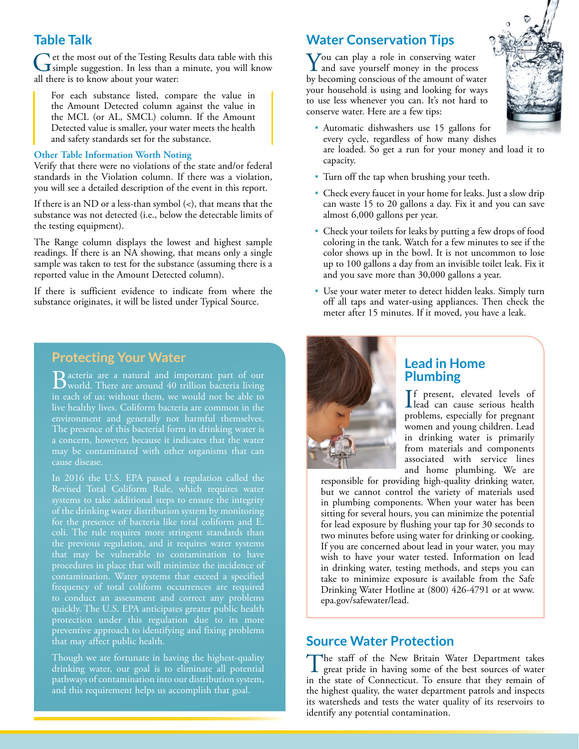## Table Talk

Get the most out of the Testing Results data table with this simple suggestion. In less than a minute, you will know all there is to know about your water:

> For each substance listed, compare the value in the Amount Detected column against the value in the MCL (or AL, SMCL) column. If the Amount Detected value is smaller, your water meets the health and safety standards set for the substance.

### Other Table Information Worth Noting

Verify that there were no violations of the state and/or federal standards in the Violation column. If there was a violation, you will see a detailed description of the event in this report.

If there is an ND or a less-than symbol (<), that means that the substance was not detected (i.e., below the detectable limits of the testing equipment).

The Range column displays the lowest and highest sample readings. If there is an NA showing, that means only a single sample was taken to test for the substance (assuming there is a reported value in the Amount Detected column).

If there is sufficient evidence to indicate from where the substance originates, it will be listed under Typical Source.

## Protecting Your Water

Bacteria are a natural and important part of our world. There are around 40 trillion bacteria living in each of us; without them, we would not be able to live healthy lives. Coliform bacteria are common in the environment and generally not harmful themselves. The presence of this bacterial form in drinking water is a concern, however, because it indicates that the water may be contaminated with other organisms that can cause disease.

In 2016 the U.S. EPA passed a regulation called the Revised Total Coliform Rule, which requires water systems to take additional steps to ensure the integrity of the drinking water distribution system by monitoring for the presence of bacteria like total coliform and E. coli. The rule requires more stringent standards than the previous regulation, and it requires water systems that may be vulnerable to contamination to have procedures in place that will minimize the incidence of contamination. Water systems that exceed a specified frequency of total coliform occurrences are required to conduct an assessment and correct any problems quickly. The U.S. EPA anticipates greater public health protection under this regulation due to its more preventive approach to identifying and fixing problems that may affect public health.

Though we are fortunate in having the highest-quality drinking water, our goal is to eliminate all potential pathways of contamination into our distribution system, and this requirement helps us accomplish that goal.

## Water Conservation Tips

You can play a role in conserving water and save yourself money in the process by becoming conscious of the amount of water your household is using and looking for ways to use less whenever you can. It's not hard to conserve water. Here are a few tips:

- Automatic dishwashers use 15 gallons for every cycle, regardless of how many dishes are loaded. So get a run for your money and load it to capacity.
- Turn off the tap when brushing your teeth.
- Check every faucet in your home for leaks. Just a slow drip can waste 15 to 20 gallons a day. Fix it and you can save almost 6,000 gallons per year.
- Check your toilets for leaks by putting a few drops of food coloring in the tank. Watch for a few minutes to see if the color shows up in the bowl. It is not uncommon to lose up to 100 gallons a day from an invisible toilet leak. Fix it and you save more than 30,000 gallons a year.
- Use your water meter to detect hidden leaks. Simply turn off all taps and water-using appliances. Then check the meter after 15 minutes. If it moved, you have a leak.

## Lead in Home Plumbing

If present, elevated levels of lead can cause serious health problems, especially for pregnant women and young children. Lead in drinking water is primarily from materials and components associated with service lines and home plumbing. We are responsible for providing high-quality drinking water, but we cannot control the variety of materials used in plumbing components. When your water has been sitting for several hours, you can minimize the potential for lead exposure by flushing your tap for 30 seconds to two minutes before using water for drinking or cooking. If you are concerned about lead in your water, you may wish to have your water tested. Information on lead in drinking water, testing methods, and steps you can take to minimize exposure is available from the Safe Drinking Water Hotline at (800) 426-4791 or at www.epa.gov/safewater/lead.

## Source Water Protection

The staff of the New Britain Water Department takes great pride in having some of the best sources of water in the state of Connecticut. To ensure that they remain of the highest quality, the water department patrols and inspects its watersheds and tests the water quality of its reservoirs to identify any potential contamination.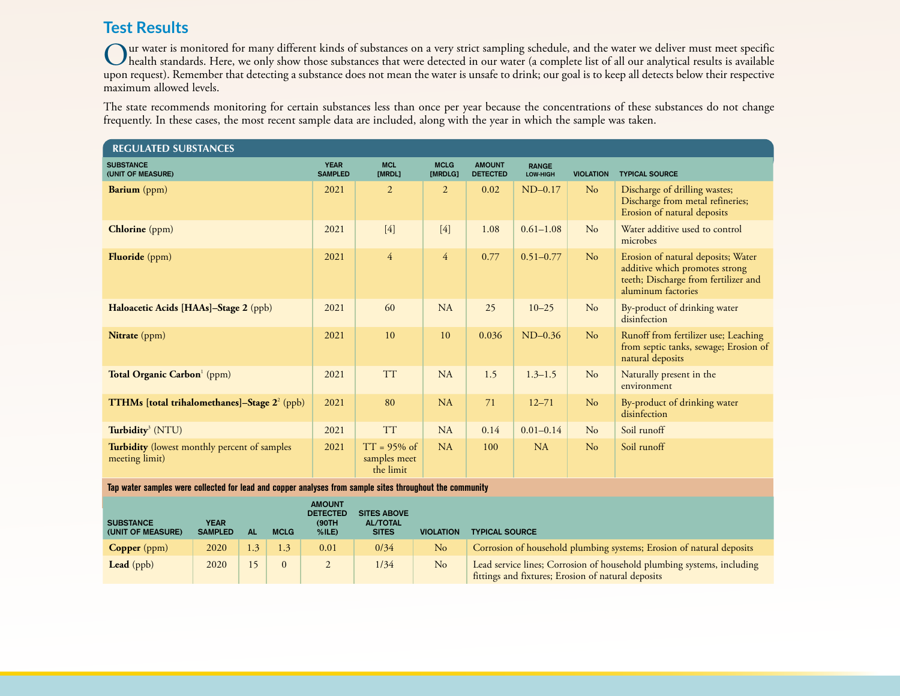## Test Results

Our water is monitored for many different kinds of substances on a very strict sampling schedule, and the water we deliver must meet specific health standards. Here, we only show those substances that were detected in our water (a complete list of all our analytical results is available upon request). Remember that detecting a substance does not mean the water is unsafe to drink; our goal is to keep all detects below their respective maximum allowed levels.

The state recommends monitoring for certain substances less than once per year because the concentrations of these substances do not change frequently. In these cases, the most recent sample data are included, along with the year in which the sample was taken.

### REGULATED SUBSTANCES

| SUBSTANCE (UNIT OF MEASURE) | YEAR SAMPLED | MCL [MRDL] | MCLG [MRDLG] | AMOUNT DETECTED | RANGE LOW-HIGH | VIOLATION | TYPICAL SOURCE |
|---|---|---|---|---|---|---|---|
| **Barium** (ppm) | 2021 | 2 | 2 | 0.02 | ND–0.17 | No | Discharge of drilling wastes; Discharge from metal refineries; Erosion of natural deposits |
| **Chlorine** (ppm) | 2021 | [4] | [4] | 1.08 | 0.61–1.08 | No | Water additive used to control microbes |
| **Fluoride** (ppm) | 2021 | 4 | 4 | 0.77 | 0.51–0.77 | No | Erosion of natural deposits; Water additive which promotes strong teeth; Discharge from fertilizer and aluminum factories |
| **Haloacetic Acids [HAAs]–Stage 2** (ppb) | 2021 | 60 | NA | 25 | 10–25 | No | By-product of drinking water disinfection |
| **Nitrate** (ppm) | 2021 | 10 | 10 | 0.036 | ND–0.36 | No | Runoff from fertilizer use; Leaching from septic tanks, sewage; Erosion of natural deposits |
| **Total Organic Carbon**[1] (ppm) | 2021 | TT | NA | 1.5 | 1.3–1.5 | No | Naturally present in the environment |
| **TTHMs [total trihalomethanes]–Stage 2**[2] (ppb) | 2021 | 80 | NA | 71 | 12–71 | No | By-product of drinking water disinfection |
| **Turbidity**[3] (NTU) | 2021 | TT | NA | 0.14 | 0.01–0.14 | No | Soil runoff |
| **Turbidity** (lowest monthly percent of samples meeting limit) | 2021 | TT = 95% of samples meet the limit | NA | 100 | NA | No | Soil runoff |

**Tap water samples were collected for lead and copper analyses from sample sites throughout the community**

| SUBSTANCE (UNIT OF MEASURE) | YEAR SAMPLED | AL | MCLG | AMOUNT DETECTED (90TH %ILE) | SITES ABOVE AL/TOTAL SITES | VIOLATION | TYPICAL SOURCE |
|---|---|---|---|---|---|---|---|
| **Copper** (ppm) | 2020 | 1.3 | 1.3 | 0.01 | 0/34 | No | Corrosion of household plumbing systems; Erosion of natural deposits |
| **Lead** (ppb) | 2020 | 15 | 0 | 2 | 1/34 | No | Lead service lines; Corrosion of household plumbing systems, including fittings and fixtures; Erosion of natural deposits |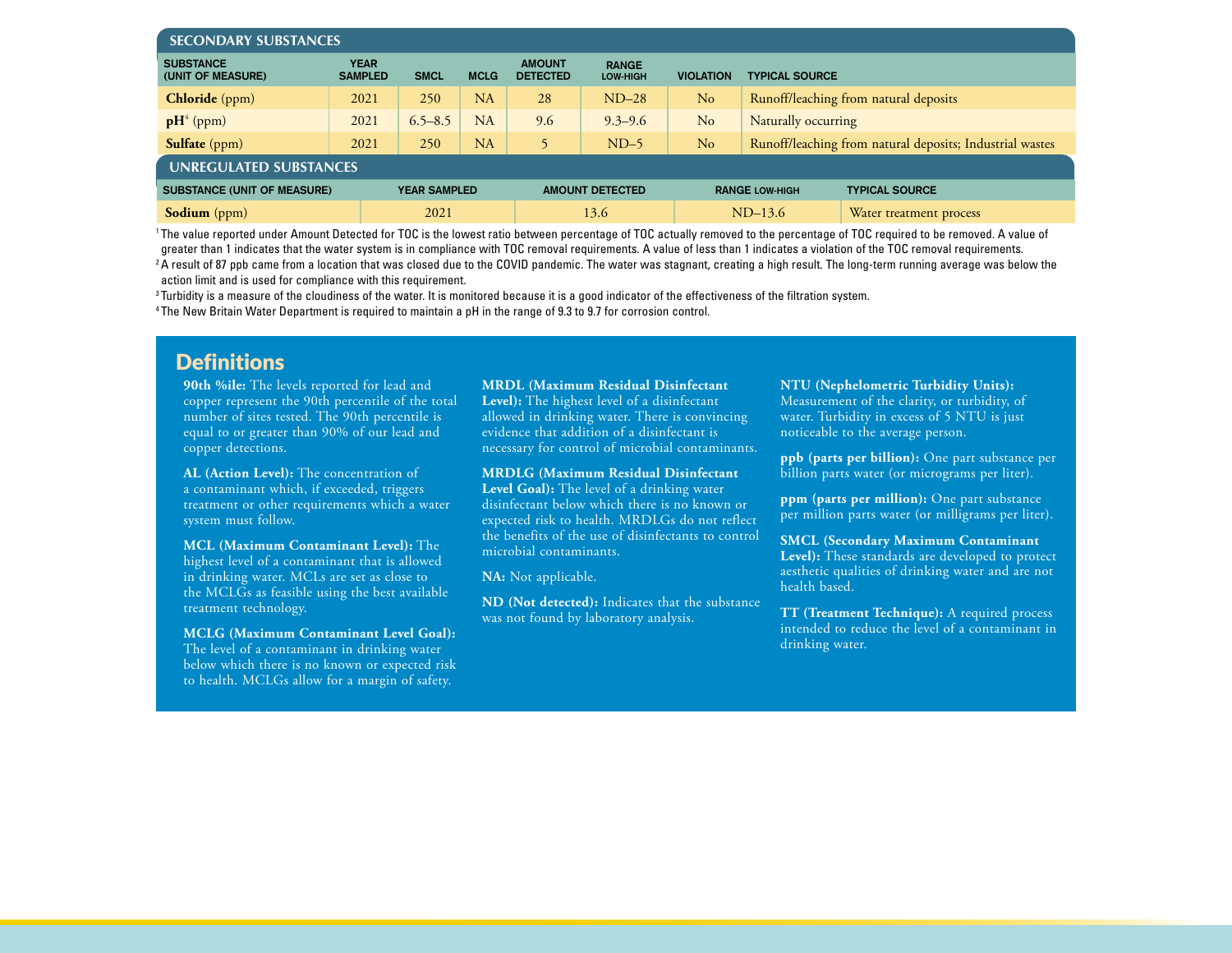## SECONDARY SUBSTANCES

| SUBSTANCE (UNIT OF MEASURE) | YEAR SAMPLED | SMCL | MCLG | AMOUNT DETECTED | RANGE LOW-HIGH | VIOLATION | TYPICAL SOURCE |
|---|---|---|---|---|---|---|---|
| **Chloride** (ppm) | 2021 | 250 | NA | 28 | ND–28 | No | Runoff/leaching from natural deposits |
| **pH**[4] (ppm) | 2021 | 6.5–8.5 | NA | 9.6 | 9.3–9.6 | No | Naturally occurring |
| **Sulfate** (ppm) | 2021 | 250 | NA | 5 | ND–5 | No | Runoff/leaching from natural deposits; Industrial wastes |

## UNREGULATED SUBSTANCES

| SUBSTANCE (UNIT OF MEASURE) | YEAR SAMPLED | AMOUNT DETECTED | RANGE LOW-HIGH | TYPICAL SOURCE |
|---|---|---|---|---|
| **Sodium** (ppm) | 2021 | 13.6 | ND–13.6 | Water treatment process |

[1] The value reported under Amount Detected for TOC is the lowest ratio between percentage of TOC actually removed to the percentage of TOC required to be removed. A value of greater than 1 indicates that the water system is in compliance with TOC removal requirements. A value of less than 1 indicates a violation of the TOC removal requirements.

[2] A result of 87 ppb came from a location that was closed due to the COVID pandemic. The water was stagnant, creating a high result. The long-term running average was below the action limit and is used for compliance with this requirement.

[3] Turbidity is a measure of the cloudiness of the water. It is monitored because it is a good indicator of the effectiveness of the filtration system.

[4] The New Britain Water Department is required to maintain a pH in the range of 9.3 to 9.7 for corrosion control.

## Definitions

**90th %ile:** The levels reported for lead and copper represent the 90th percentile of the total number of sites tested. The 90th percentile is equal to or greater than 90% of our lead and copper detections.

**AL (Action Level):** The concentration of a contaminant which, if exceeded, triggers treatment or other requirements which a water system must follow.

**MCL (Maximum Contaminant Level):** The highest level of a contaminant that is allowed in drinking water. MCLs are set as close to the MCLGs as feasible using the best available treatment technology.

**MCLG (Maximum Contaminant Level Goal):** The level of a contaminant in drinking water below which there is no known or expected risk to health. MCLGs allow for a margin of safety.

**MRDL (Maximum Residual Disinfectant Level):** The highest level of a disinfectant allowed in drinking water. There is convincing evidence that addition of a disinfectant is necessary for control of microbial contaminants.

**MRDLG (Maximum Residual Disinfectant Level Goal):** The level of a drinking water disinfectant below which there is no known or expected risk to health. MRDLGs do not reflect the benefits of the use of disinfectants to control microbial contaminants.

**NA:** Not applicable.

**ND (Not detected):** Indicates that the substance was not found by laboratory analysis.

**NTU (Nephelometric Turbidity Units):** Measurement of the clarity, or turbidity, of water. Turbidity in excess of 5 NTU is just noticeable to the average person.

**ppb (parts per billion):** One part substance per billion parts water (or micrograms per liter).

**ppm (parts per million):** One part substance per million parts water (or milligrams per liter).

**SMCL (Secondary Maximum Contaminant Level):** These standards are developed to protect aesthetic qualities of drinking water and are not health based.

**TT (Treatment Technique):** A required process intended to reduce the level of a contaminant in drinking water.